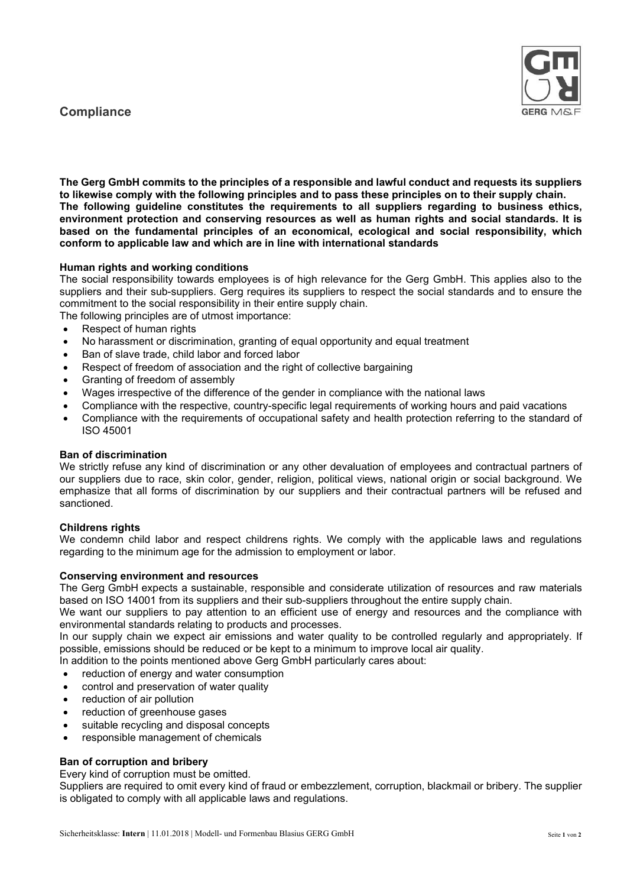# Compliance

**The Gerg GmbH commits to the principles of a responsible and lawful conduct and requests its suppliers to likewise comply with the following principles and to pass these principles on to their supply chain. The following guideline constitutes the requirements to all suppliers regarding to business ethics, environment protection and conserving resources as well as human rights and social standards. It is based on the fundamental principles of an economical, ecological and social responsibility, which conform to applicable law and which are in line with international standards**

**Human rights and working conditions**

The social responsibility towards employees is of high relevance for the Gerg GmbH. This applies also to the suppliers and their sub-suppliers. Gerg requires its suppliers to respect the social standards and to ensure the commitment to the social responsibility in their entire supply chain.

The following principles are of utmost importance:

- Respect of human rights
- No harassment or discrimination, granting of equal opportunity and equal treatment
- Ban of slave trade, child labor and forced labor
- Respect of freedom of association and the right of collective bargaining
- Granting of freedom of assembly
- Wages irrespective of the difference of the gender in compliance with the national laws
- Compliance with the respective, country-specific legal requirements of working hours and paid vacations
- Compliance with the requirements of occupational safety and health protection referring to the standard of ISO 45001

**Ban of discrimination**

We strictly refuse any kind of discrimination or any other devaluation of employees and contractual partners of our suppliers due to race, skin color, gender, religion, political views, national origin or social background. We emphasize that all forms of discrimination by our suppliers and their contractual partners will be refused and sanctioned.

**Childrens rights**

We condemn child labor and respect childrens rights. We comply with the applicable laws and regulations regarding to the minimum age for the admission to employment or labor.

**Conserving environment and resources**

The Gerg GmbH expects a sustainable, responsible and considerate utilization of resources and raw materials based on ISO 14001 from its suppliers and their sub-suppliers throughout the entire supply chain.

We want our suppliers to pay attention to an efficient use of energy and resources and the compliance with environmental standards relating to products and processes.

In our supply chain we expect air emissions and water quality to be controlled regularly and appropriately. If possible, emissions should be reduced or be kept to a minimum to improve local air quality.

In addition to the points mentioned above Gerg GmbH particularly cares about:

- reduction of energy and water consumption
- control and preservation of water quality
- reduction of air pollution
- reduction of greenhouse gases
- suitable recycling and disposal concepts
- responsible management of chemicals

**Ban of corruption and bribery**

Every kind of corruption must be omitted.

Suppliers are required to omit every kind of fraud or embezzlement, corruption, blackmail or bribery. The supplier is obligated to comply with all applicable laws and regulations.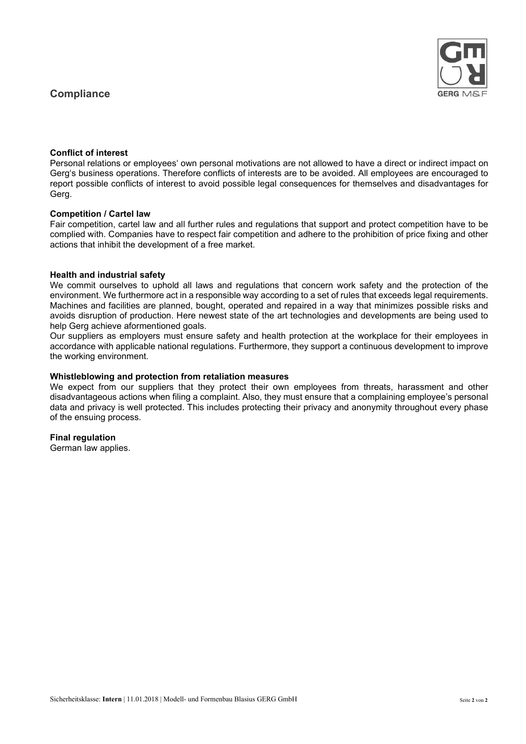## Compliance

### Conflict of interest

Personal relations or employees' own personal motivations are not allowed to have a direct or indirect impact on Gerg's business operations. Therefore conflicts of interests are to be avoided. All employees are encouraged to report possible conflicts of interest to avoid possible legal consequences for themselves and disadvantages for Gerg.

### Competition / Cartel law

Fair competition, cartel law and all further rules and regulations that support and protect competition have to be complied with. Companies have to respect fair competition and adhere to the prohibition of price fixing and other actions that inhibit the development of a free market.

### Health and industrial safety

We commit ourselves to uphold all laws and regulations that concern work safety and the protection of the environment. We furthermore act in a responsible way according to a set of rules that exceeds legal requirements. Machines and facilities are planned, bought, operated and repaired in a way that minimizes possible risks and avoids disruption of production. Here newest state of the art technologies and developments are being used to help Gerg achieve aforementioned goals.

Our suppliers as employers must ensure safety and health protection at the workplace for their employees in accordance with applicable national regulations. Furthermore, they support a continuous development to improve the working environment.

### Whistleblowing and protection from retaliation measures

We expect from our suppliers that they protect their own employees from threats, harassment and other disadvantageous actions when filing a complaint. Also, they must ensure that a complaining employee's personal data and privacy is well protected. This includes protecting their privacy and anonymity throughout every phase of the ensuing process.

### Final regulation

German law applies.